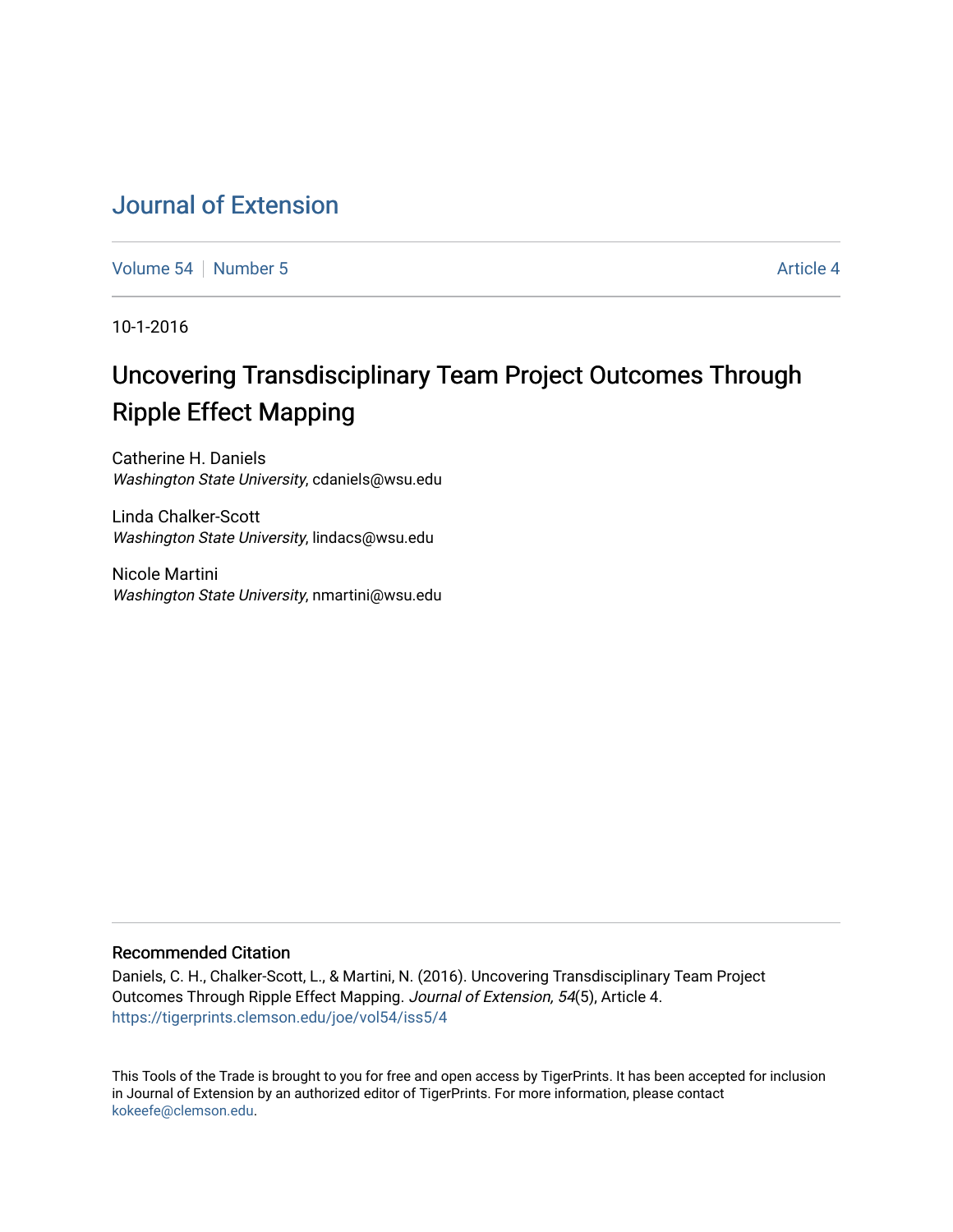# Journal of Extension

Volume 54 | Number 5 | Article 4

10-1-2016

## Uncovering Transdisciplinary Team Project Outcomes Through Ripple Effect Mapping

Catherine H. Daniels
*Washington State University*, cdaniels@wsu.edu

Linda Chalker-Scott
*Washington State University*, lindacs@wsu.edu

Nicole Martini
*Washington State University*, nmartini@wsu.edu

### Recommended Citation

Daniels, C. H., Chalker-Scott, L., & Martini, N. (2016). Uncovering Transdisciplinary Team Project Outcomes Through Ripple Effect Mapping. *Journal of Extension, 54*(5), Article 4. https://tigerprints.clemson.edu/joe/vol54/iss5/4

This Tools of the Trade is brought to you for free and open access by TigerPrints. It has been accepted for inclusion in Journal of Extension by an authorized editor of TigerPrints. For more information, please contact kokeefe@clemson.edu.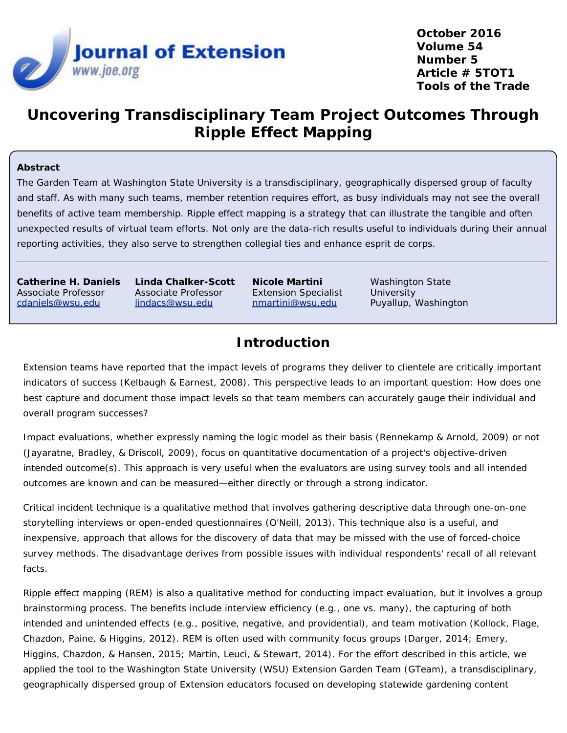# Uncovering Transdisciplinary Team Project Outcomes Through Ripple Effect Mapping

## Abstract

The Garden Team at Washington State University is a transdisciplinary, geographically dispersed group of faculty and staff. As with many such teams, member retention requires effort, as busy individuals may not see the overall benefits of active team membership. Ripple effect mapping is a strategy that can illustrate the tangible and often unexpected results of virtual team efforts. Not only are the data-rich results useful to individuals during their annual reporting activities, they also serve to strengthen collegial ties and enhance esprit de corps.

**Catherine H. Daniels**
Associate Professor
cdaniels@wsu.edu

**Linda Chalker-Scott**
Associate Professor
lindacs@wsu.edu

**Nicole Martini**
Extension Specialist
nmartini@wsu.edu

Washington State University
Puyallup, Washington

## Introduction

Extension teams have reported that the impact levels of programs they deliver to clientele are critically important indicators of success (Kelbaugh & Earnest, 2008). This perspective leads to an important question: How does one best capture and document those impact levels so that team members can accurately gauge their individual and overall program successes?

Impact evaluations, whether expressly naming the logic model as their basis (Rennekamp & Arnold, 2009) or not (Jayaratne, Bradley, & Driscoll, 2009), focus on quantitative documentation of a project's objective-driven intended outcome(s). This approach is very useful when the evaluators are using survey tools and all intended outcomes are known and can be measured—either directly or through a strong indicator.

Critical incident technique is a qualitative method that involves gathering descriptive data through one-on-one storytelling interviews or open-ended questionnaires (O'Neill, 2013). This technique also is a useful, and inexpensive, approach that allows for the discovery of data that may be missed with the use of forced-choice survey methods. The disadvantage derives from possible issues with individual respondents' recall of all relevant facts.

Ripple effect mapping (REM) is also a qualitative method for conducting impact evaluation, but it involves a group brainstorming process. The benefits include interview efficiency (e.g., one vs. many), the capturing of both intended and unintended effects (e.g., positive, negative, and providential), and team motivation (Kollock, Flage, Chazdon, Paine, & Higgins, 2012). REM is often used with community focus groups (Darger, 2014; Emery, Higgins, Chazdon, & Hansen, 2015; Martin, Leuci, & Stewart, 2014). For the effort described in this article, we applied the tool to the Washington State University (WSU) Extension Garden Team (GTeam), a transdisciplinary, geographically dispersed group of Extension educators focused on developing statewide gardening content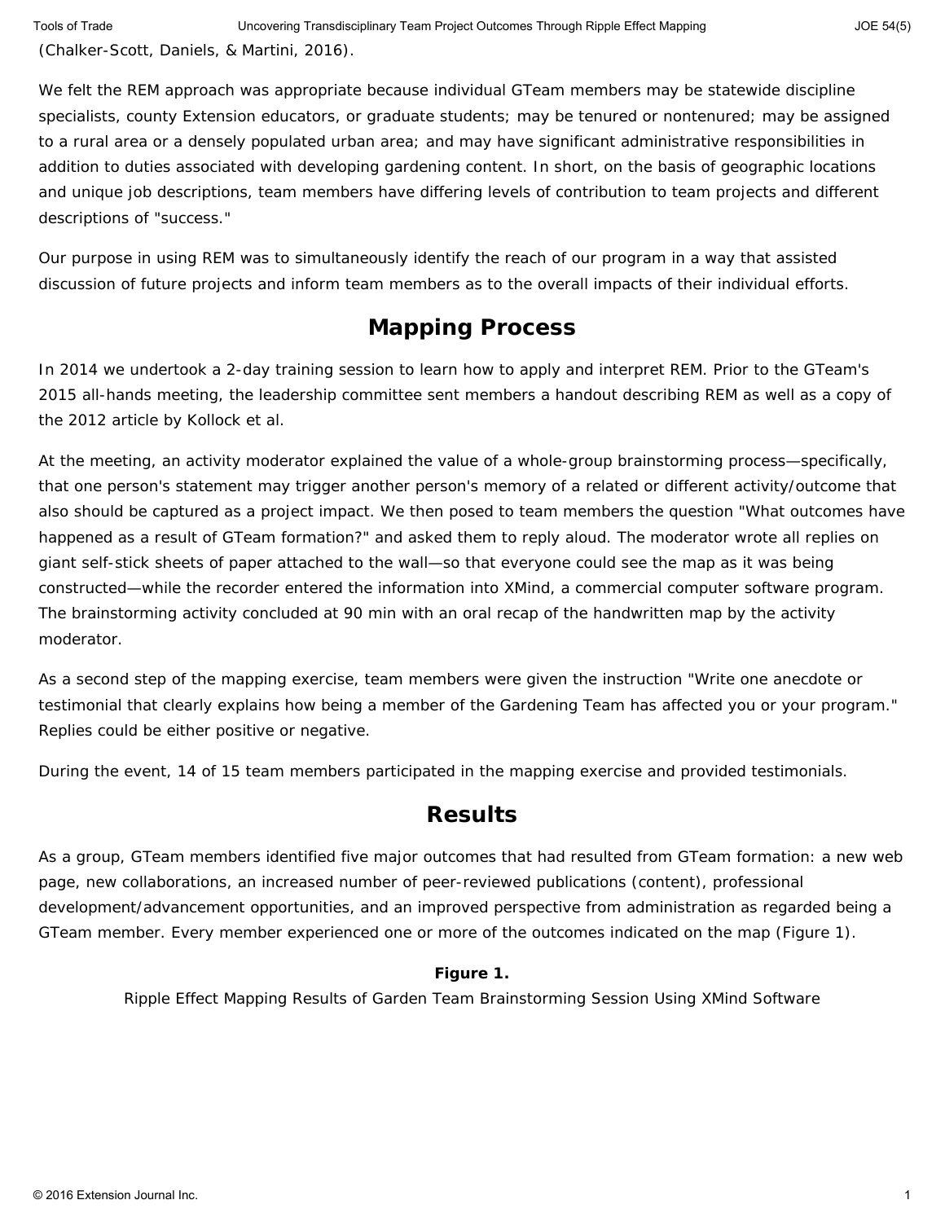(Chalker-Scott, Daniels, & Martini, 2016).

We felt the REM approach was appropriate because individual GTeam members may be statewide discipline specialists, county Extension educators, or graduate students; may be tenured or nontenured; may be assigned to a rural area or a densely populated urban area; and may have significant administrative responsibilities in addition to duties associated with developing gardening content. In short, on the basis of geographic locations and unique job descriptions, team members have differing levels of contribution to team projects and different descriptions of "success."

Our purpose in using REM was to simultaneously identify the reach of our program in a way that assisted discussion of future projects and inform team members as to the overall impacts of their individual efforts.

## Mapping Process

In 2014 we undertook a 2-day training session to learn how to apply and interpret REM. Prior to the GTeam's 2015 all-hands meeting, the leadership committee sent members a handout describing REM as well as a copy of the 2012 article by Kollock et al.

At the meeting, an activity moderator explained the value of a whole-group brainstorming process—specifically, that one person's statement may trigger another person's memory of a related or different activity/outcome that also should be captured as a project impact. We then posed to team members the question "What outcomes have happened as a result of GTeam formation?" and asked them to reply aloud. The moderator wrote all replies on giant self-stick sheets of paper attached to the wall—so that everyone could see the map as it was being constructed—while the recorder entered the information into XMind, a commercial computer software program. The brainstorming activity concluded at 90 min with an oral recap of the handwritten map by the activity moderator.

As a second step of the mapping exercise, team members were given the instruction "Write one anecdote or testimonial that clearly explains how being a member of the Gardening Team has affected you or your program." Replies could be either positive or negative.

During the event, 14 of 15 team members participated in the mapping exercise and provided testimonials.

## Results

As a group, GTeam members identified five major outcomes that had resulted from GTeam formation: a new web page, new collaborations, an increased number of peer-reviewed publications (content), professional development/advancement opportunities, and an improved perspective from administration as regarded being a GTeam member. Every member experienced one or more of the outcomes indicated on the map (Figure 1).

**Figure 1.**
Ripple Effect Mapping Results of Garden Team Brainstorming Session Using XMind Software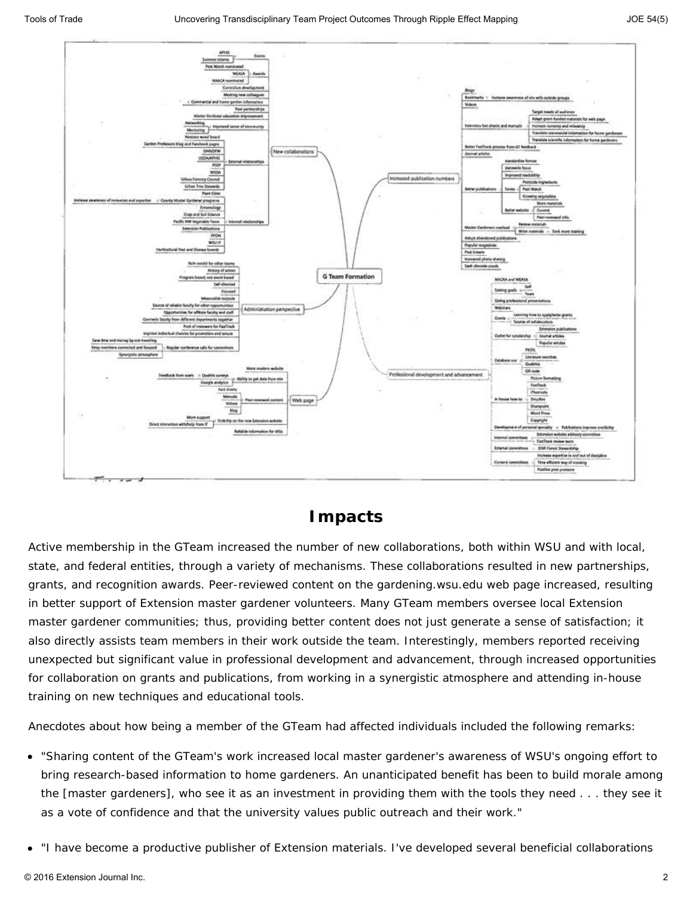## Impacts

Active membership in the GTeam increased the number of new collaborations, both within WSU and with local, state, and federal entities, through a variety of mechanisms. These collaborations resulted in new partnerships, grants, and recognition awards. Peer-reviewed content on the gardening.wsu.edu web page increased, resulting in better support of Extension master gardener volunteers. Many GTeam members oversee local Extension master gardener communities; thus, providing better content does not just generate a sense of satisfaction; it also directly assists team members in their work outside the team. Interestingly, members reported receiving unexpected but significant value in professional development and advancement, through increased opportunities for collaboration on grants and publications, from working in a synergistic atmosphere and attending in-house training on new techniques and educational tools.

Anecdotes about how being a member of the GTeam had affected individuals included the following remarks:

- "Sharing content of the GTeam's work increased local master gardener's awareness of WSU's ongoing effort to bring research-based information to home gardeners. An unanticipated benefit has been to build morale among the [master gardeners], who see it as an investment in providing them with the tools they need . . . they see it as a vote of confidence and that the university values public outreach and their work."
- "I have become a productive publisher of Extension materials. I've developed several beneficial collaborations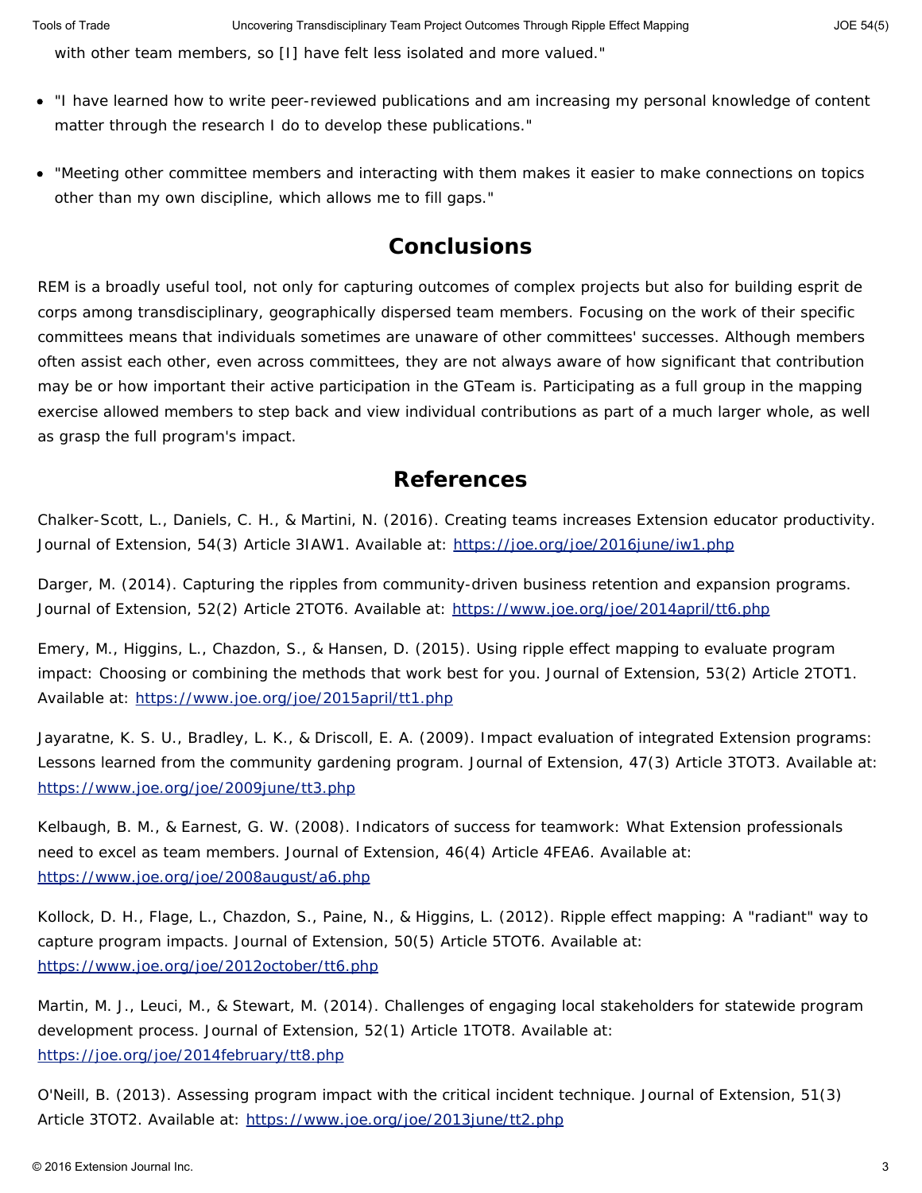with other team members, so [I] have felt less isolated and more valued."

- "I have learned how to write peer-reviewed publications and am increasing my personal knowledge of content matter through the research I do to develop these publications."
- "Meeting other committee members and interacting with them makes it easier to make connections on topics other than my own discipline, which allows me to fill gaps."

## Conclusions

REM is a broadly useful tool, not only for capturing outcomes of complex projects but also for building esprit de corps among transdisciplinary, geographically dispersed team members. Focusing on the work of their specific committees means that individuals sometimes are unaware of other committees' successes. Although members often assist each other, even across committees, they are not always aware of how significant that contribution may be or how important their active participation in the GTeam is. Participating as a full group in the mapping exercise allowed members to step back and view individual contributions as part of a much larger whole, as well as grasp the full program's impact.

## References

Chalker-Scott, L., Daniels, C. H., & Martini, N. (2016). Creating teams increases Extension educator productivity. Journal of Extension, 54(3) Article 3IAW1. Available at: https://joe.org/joe/2016june/iw1.php

Darger, M. (2014). Capturing the ripples from community-driven business retention and expansion programs. Journal of Extension, 52(2) Article 2TOT6. Available at: https://www.joe.org/joe/2014april/tt6.php

Emery, M., Higgins, L., Chazdon, S., & Hansen, D. (2015). Using ripple effect mapping to evaluate program impact: Choosing or combining the methods that work best for you. Journal of Extension, 53(2) Article 2TOT1. Available at: https://www.joe.org/joe/2015april/tt1.php

Jayaratne, K. S. U., Bradley, L. K., & Driscoll, E. A. (2009). Impact evaluation of integrated Extension programs: Lessons learned from the community gardening program. Journal of Extension, 47(3) Article 3TOT3. Available at: https://www.joe.org/joe/2009june/tt3.php

Kelbaugh, B. M., & Earnest, G. W. (2008). Indicators of success for teamwork: What Extension professionals need to excel as team members. Journal of Extension, 46(4) Article 4FEA6. Available at: https://www.joe.org/joe/2008august/a6.php

Kollock, D. H., Flage, L., Chazdon, S., Paine, N., & Higgins, L. (2012). Ripple effect mapping: A "radiant" way to capture program impacts. Journal of Extension, 50(5) Article 5TOT6. Available at: https://www.joe.org/joe/2012october/tt6.php

Martin, M. J., Leuci, M., & Stewart, M. (2014). Challenges of engaging local stakeholders for statewide program development process. Journal of Extension, 52(1) Article 1TOT8. Available at: https://joe.org/joe/2014february/tt8.php

O'Neill, B. (2013). Assessing program impact with the critical incident technique. Journal of Extension, 51(3) Article 3TOT2. Available at: https://www.joe.org/joe/2013june/tt2.php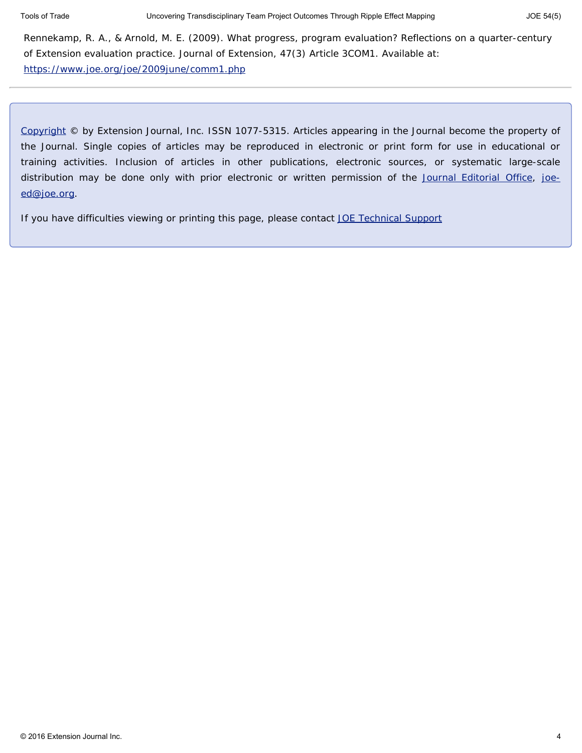Rennekamp, R. A., & Arnold, M. E. (2009). What progress, program evaluation? Reflections on a quarter-century of Extension evaluation practice. Journal of Extension, 47(3) Article 3COM1. Available at: https://www.joe.org/joe/2009june/comm1.php

---

Copyright © by Extension Journal, Inc. ISSN 1077-5315. Articles appearing in the Journal become the property of the Journal. Single copies of articles may be reproduced in electronic or print form for use in educational or training activities. Inclusion of articles in other publications, electronic sources, or systematic large-scale distribution may be done only with prior electronic or written permission of the Journal Editorial Office, joe-ed@joe.org.

If you have difficulties viewing or printing this page, please contact JOE Technical Support